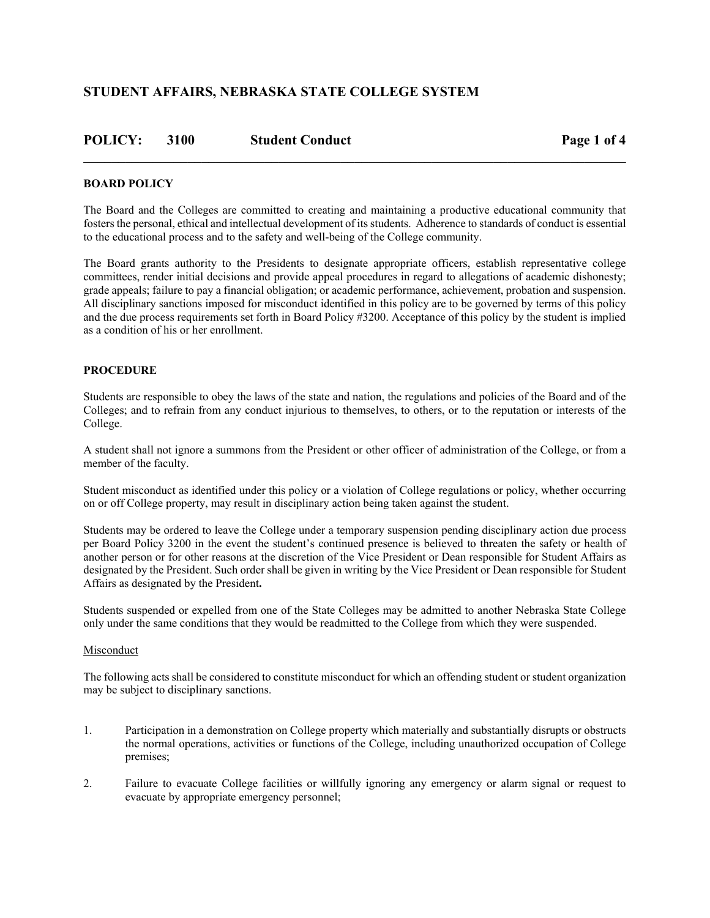# STUDENT AFFAIRS, NEBRASKA STATE COLLEGE SYSTEM

## POLICY: 3100 Student Conduct

### BOARD POLICY

The Board and the Colleges are committed to creating and maintaining a productive educational community that fosters the personal, ethical and intellectual development of its students. Adherence to standards of conduct is essential to the educational process and to the safety and well-being of the College community.

The Board grants authority to the Presidents to designate appropriate officers, establish representative college committees, render initial decisions and provide appeal procedures in regard to allegations of academic dishonesty; grade appeals; failure to pay a financial obligation; or academic performance, achievement, probation and suspension. All disciplinary sanctions imposed for misconduct identified in this policy are to be governed by terms of this policy and the due process requirements set forth in Board Policy #3200. Acceptance of this policy by the student is implied as a condition of his or her enrollment.

### PROCEDURE

Students are responsible to obey the laws of the state and nation, the regulations and policies of the Board and of the Colleges; and to refrain from any conduct injurious to themselves, to others, or to the reputation or interests of the College.

A student shall not ignore a summons from the President or other officer of administration of the College, or from a member of the faculty.

Student misconduct as identified under this policy or a violation of College regulations or policy, whether occurring on or off College property, may result in disciplinary action being taken against the student.

Students may be ordered to leave the College under a temporary suspension pending disciplinary action due process per Board Policy 3200 in the event the student's continued presence is believed to threaten the safety or health of another person or for other reasons at the discretion of the Vice President or Dean responsible for Student Affairs as designated by the President. Such order shall be given in writing by the Vice President or Dean responsible for Student Affairs as designated by the President**.**

Students suspended or expelled from one of the State Colleges may be admitted to another Nebraska State College only under the same conditions that they would be readmitted to the College from which they were suspended.

<u>Misconduct</u>

The following acts shall be considered to constitute misconduct for which an offending student or student organization may be subject to disciplinary sanctions.

1. Participation in a demonstration on College property which materially and substantially disrupts or obstructs the normal operations, activities or functions of the College, including unauthorized occupation of College premises;

2. Failure to evacuate College facilities or willfully ignoring any emergency or alarm signal or request to evacuate by appropriate emergency personnel;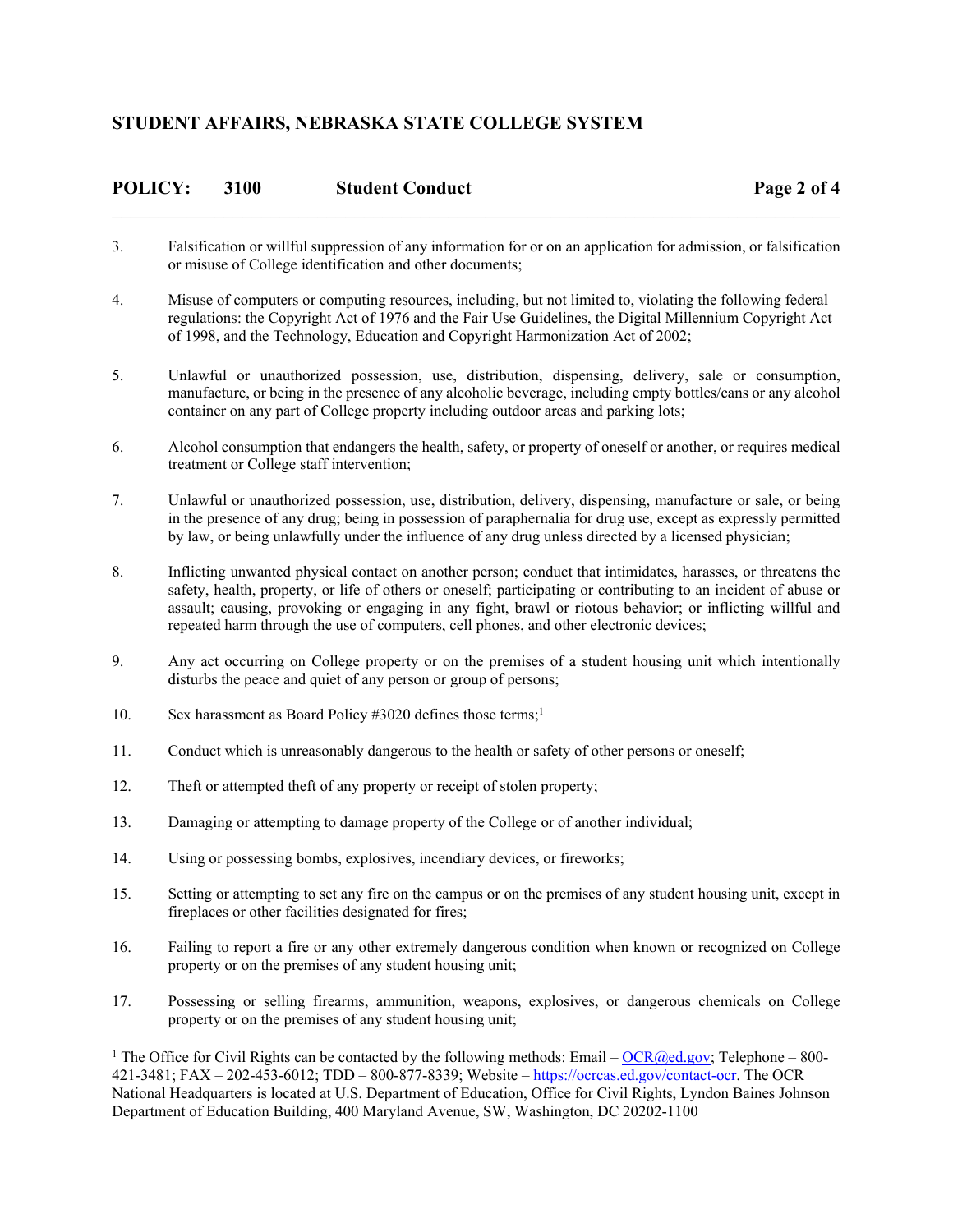3. Falsification or willful suppression of any information for or on an application for admission, or falsification or misuse of College identification and other documents;

4. Misuse of computers or computing resources, including, but not limited to, violating the following federal regulations: the Copyright Act of 1976 and the Fair Use Guidelines, the Digital Millennium Copyright Act of 1998, and the Technology, Education and Copyright Harmonization Act of 2002;

5. Unlawful or unauthorized possession, use, distribution, dispensing, delivery, sale or consumption, manufacture, or being in the presence of any alcoholic beverage, including empty bottles/cans or any alcohol container on any part of College property including outdoor areas and parking lots;

6. Alcohol consumption that endangers the health, safety, or property of oneself or another, or requires medical treatment or College staff intervention;

7. Unlawful or unauthorized possession, use, distribution, delivery, dispensing, manufacture or sale, or being in the presence of any drug; being in possession of paraphernalia for drug use, except as expressly permitted by law, or being unlawfully under the influence of any drug unless directed by a licensed physician;

8. Inflicting unwanted physical contact on another person; conduct that intimidates, harasses, or threatens the safety, health, property, or life of others or oneself; participating or contributing to an incident of abuse or assault; causing, provoking or engaging in any fight, brawl or riotous behavior; or inflicting willful and repeated harm through the use of computers, cell phones, and other electronic devices;

9. Any act occurring on College property or on the premises of a student housing unit which intentionally disturbs the peace and quiet of any person or group of persons;

10. Sex harassment as Board Policy #3020 defines those terms;[1]

11. Conduct which is unreasonably dangerous to the health or safety of other persons or oneself;

12. Theft or attempted theft of any property or receipt of stolen property;

13. Damaging or attempting to damage property of the College or of another individual;

14. Using or possessing bombs, explosives, incendiary devices, or fireworks;

15. Setting or attempting to set any fire on the campus or on the premises of any student housing unit, except in fireplaces or other facilities designated for fires;

16. Failing to report a fire or any other extremely dangerous condition when known or recognized on College property or on the premises of any student housing unit;

17. Possessing or selling firearms, ammunition, weapons, explosives, or dangerous chemicals on College property or on the premises of any student housing unit;

---

[1] The Office for Civil Rights can be contacted by the following methods: Email – OCR@ed.gov; Telephone – 800-421-3481; FAX – 202-453-6012; TDD – 800-877-8339; Website – https://ocrcas.ed.gov/contact-ocr. The OCR National Headquarters is located at U.S. Department of Education, Office for Civil Rights, Lyndon Baines Johnson Department of Education Building, 400 Maryland Avenue, SW, Washington, DC 20202-1100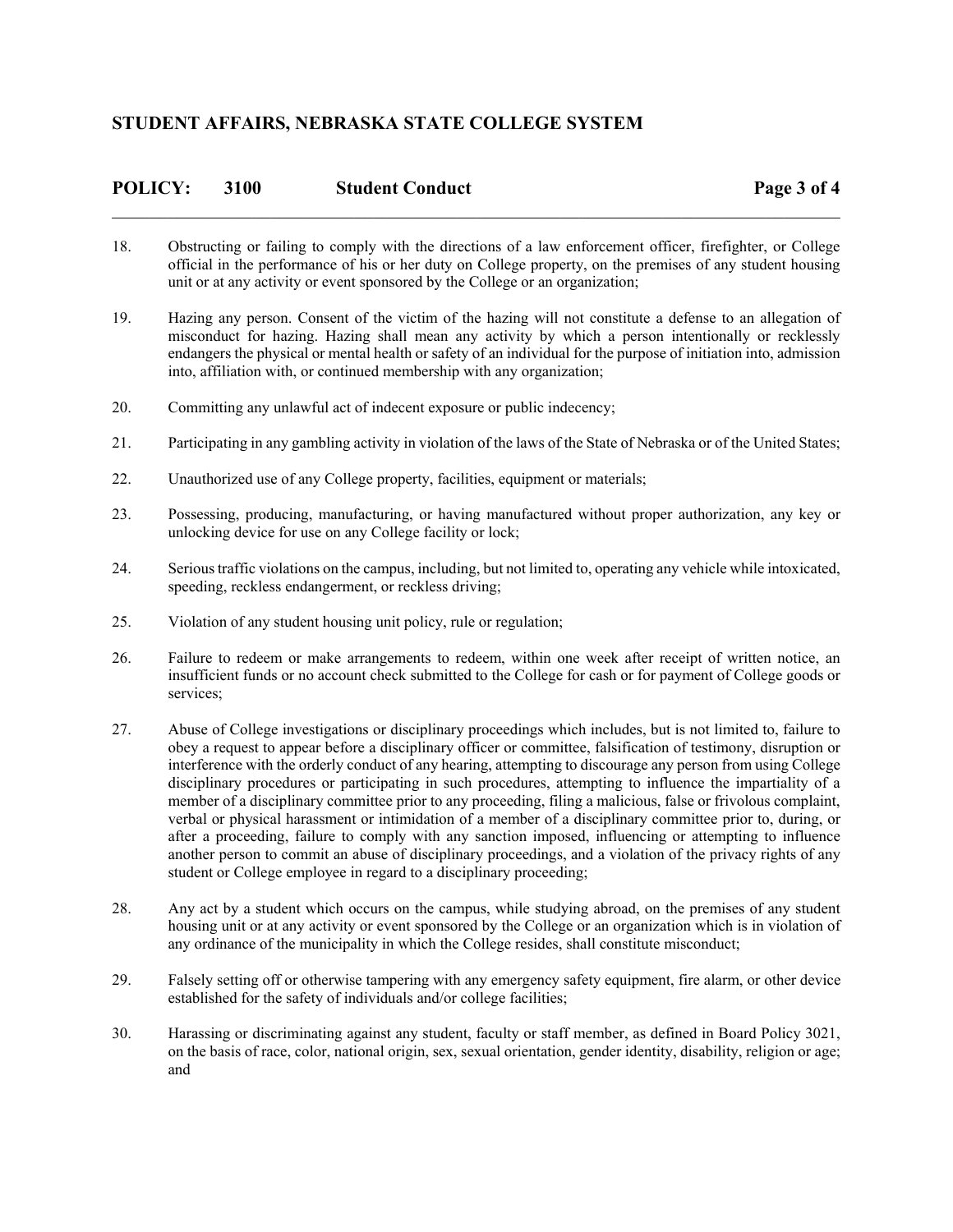18. Obstructing or failing to comply with the directions of a law enforcement officer, firefighter, or College official in the performance of his or her duty on College property, on the premises of any student housing unit or at any activity or event sponsored by the College or an organization;

19. Hazing any person. Consent of the victim of the hazing will not constitute a defense to an allegation of misconduct for hazing. Hazing shall mean any activity by which a person intentionally or recklessly endangers the physical or mental health or safety of an individual for the purpose of initiation into, admission into, affiliation with, or continued membership with any organization;

20. Committing any unlawful act of indecent exposure or public indecency;

21. Participating in any gambling activity in violation of the laws of the State of Nebraska or of the United States;

22. Unauthorized use of any College property, facilities, equipment or materials;

23. Possessing, producing, manufacturing, or having manufactured without proper authorization, any key or unlocking device for use on any College facility or lock;

24. Serious traffic violations on the campus, including, but not limited to, operating any vehicle while intoxicated, speeding, reckless endangerment, or reckless driving;

25. Violation of any student housing unit policy, rule or regulation;

26. Failure to redeem or make arrangements to redeem, within one week after receipt of written notice, an insufficient funds or no account check submitted to the College for cash or for payment of College goods or services;

27. Abuse of College investigations or disciplinary proceedings which includes, but is not limited to, failure to obey a request to appear before a disciplinary officer or committee, falsification of testimony, disruption or interference with the orderly conduct of any hearing, attempting to discourage any person from using College disciplinary procedures or participating in such procedures, attempting to influence the impartiality of a member of a disciplinary committee prior to any proceeding, filing a malicious, false or frivolous complaint, verbal or physical harassment or intimidation of a member of a disciplinary committee prior to, during, or after a proceeding, failure to comply with any sanction imposed, influencing or attempting to influence another person to commit an abuse of disciplinary proceedings, and a violation of the privacy rights of any student or College employee in regard to a disciplinary proceeding;

28. Any act by a student which occurs on the campus, while studying abroad, on the premises of any student housing unit or at any activity or event sponsored by the College or an organization which is in violation of any ordinance of the municipality in which the College resides, shall constitute misconduct;

29. Falsely setting off or otherwise tampering with any emergency safety equipment, fire alarm, or other device established for the safety of individuals and/or college facilities;

30. Harassing or discriminating against any student, faculty or staff member, as defined in Board Policy 3021, on the basis of race, color, national origin, sex, sexual orientation, gender identity, disability, religion or age; and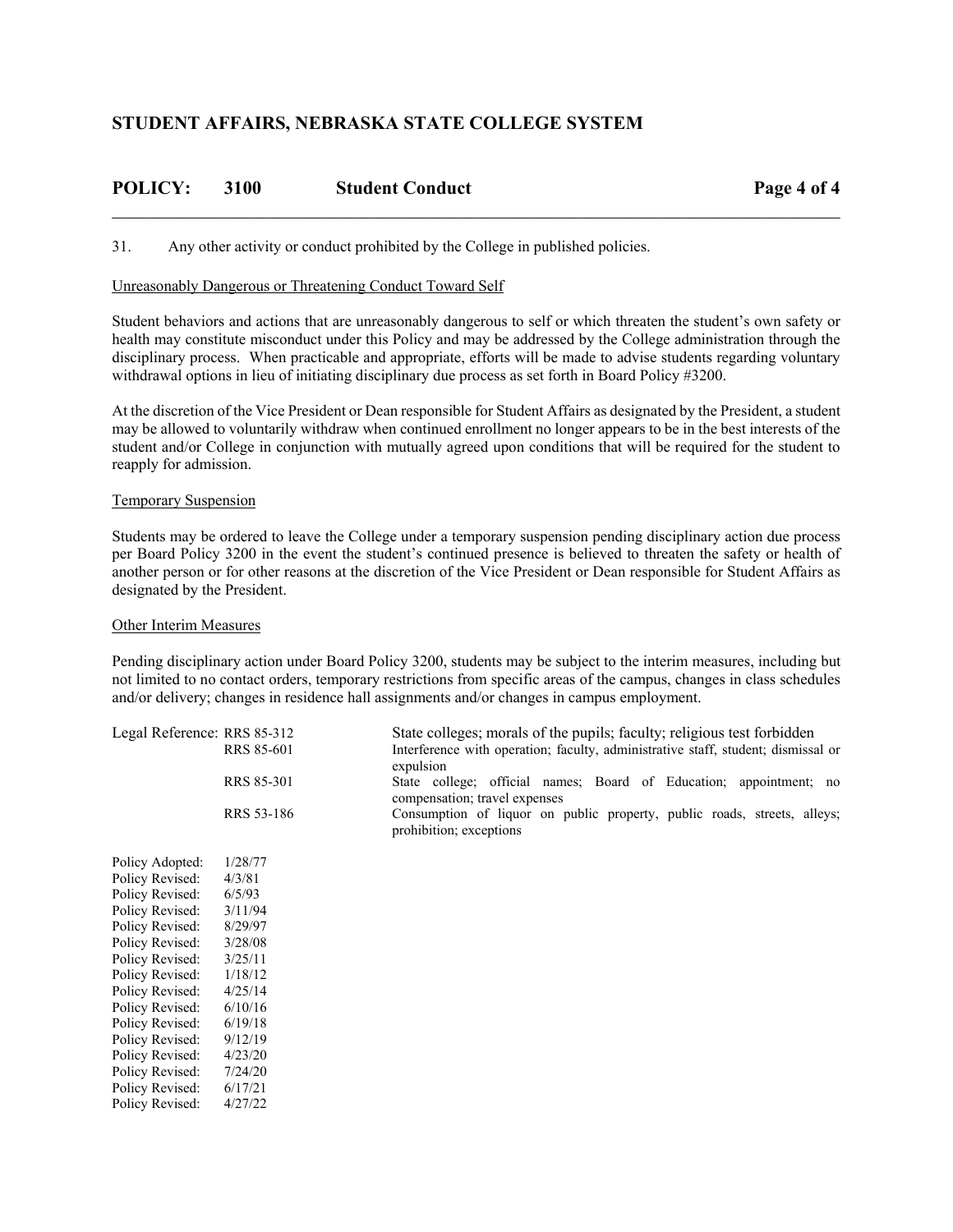31. Any other activity or conduct prohibited by the College in published policies.

<u>Unreasonably Dangerous or Threatening Conduct Toward Self</u>

Student behaviors and actions that are unreasonably dangerous to self or which threaten the student's own safety or health may constitute misconduct under this Policy and may be addressed by the College administration through the disciplinary process. When practicable and appropriate, efforts will be made to advise students regarding voluntary withdrawal options in lieu of initiating disciplinary due process as set forth in Board Policy #3200.

At the discretion of the Vice President or Dean responsible for Student Affairs as designated by the President, a student may be allowed to voluntarily withdraw when continued enrollment no longer appears to be in the best interests of the student and/or College in conjunction with mutually agreed upon conditions that will be required for the student to reapply for admission.

<u>Temporary Suspension</u>

Students may be ordered to leave the College under a temporary suspension pending disciplinary action due process per Board Policy 3200 in the event the student's continued presence is believed to threaten the safety or health of another person or for other reasons at the discretion of the Vice President or Dean responsible for Student Affairs as designated by the President.

<u>Other Interim Measures</u>

Pending disciplinary action under Board Policy 3200, students may be subject to the interim measures, including but not limited to no contact orders, temporary restrictions from specific areas of the campus, changes in class schedules and/or delivery; changes in residence hall assignments and/or changes in campus employment.

| | | |
|---|---|---|
| Legal Reference: | RRS 85-312 | State colleges; morals of the pupils; faculty; religious test forbidden |
| | RRS 85-601 | Interference with operation; faculty, administrative staff, student; dismissal or expulsion |
| | RRS 85-301 | State college; official names; Board of Education; appointment; no compensation; travel expenses |
| | RRS 53-186 | Consumption of liquor on public property, public roads, streets, alleys; prohibition; exceptions |

| | |
|---|---|
| Policy Adopted: | 1/28/77 |
| Policy Revised: | 4/3/81 |
| Policy Revised: | 6/5/93 |
| Policy Revised: | 3/11/94 |
| Policy Revised: | 8/29/97 |
| Policy Revised: | 3/28/08 |
| Policy Revised: | 3/25/11 |
| Policy Revised: | 1/18/12 |
| Policy Revised: | 4/25/14 |
| Policy Revised: | 6/10/16 |
| Policy Revised: | 6/19/18 |
| Policy Revised: | 9/12/19 |
| Policy Revised: | 4/23/20 |
| Policy Revised: | 7/24/20 |
| Policy Revised: | 6/17/21 |
| Policy Revised: | 4/27/22 |